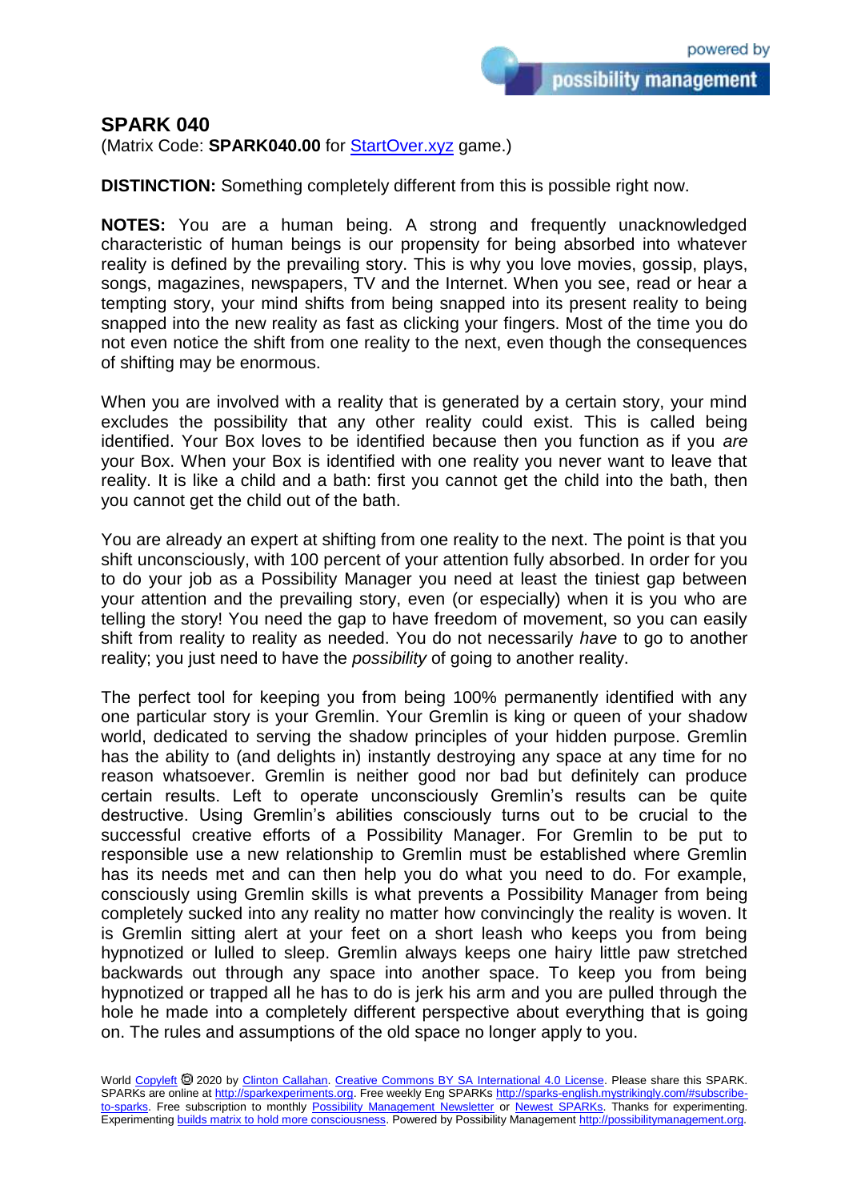# SPARK 040

(Matrix Code: **SPARK040.00** for [StartOver.xyz](StartOver.xyz) game.)

**DISTINCTION:** Something completely different from this is possible right now.

**NOTES:** You are a human being. A strong and frequently unacknowledged characteristic of human beings is our propensity for being absorbed into whatever reality is defined by the prevailing story. This is why you love movies, gossip, plays, songs, magazines, newspapers, TV and the Internet. When you see, read or hear a tempting story, your mind shifts from being snapped into its present reality to being snapped into the new reality as fast as clicking your fingers. Most of the time you do not even notice the shift from one reality to the next, even though the consequences of shifting may be enormous.

When you are involved with a reality that is generated by a certain story, your mind excludes the possibility that any other reality could exist. This is called being identified. Your Box loves to be identified because then you function as if you *are* your Box. When your Box is identified with one reality you never want to leave that reality. It is like a child and a bath: first you cannot get the child into the bath, then you cannot get the child out of the bath.

You are already an expert at shifting from one reality to the next. The point is that you shift unconsciously, with 100 percent of your attention fully absorbed. In order for you to do your job as a Possibility Manager you need at least the tiniest gap between your attention and the prevailing story, even (or especially) when it is you who are telling the story! You need the gap to have freedom of movement, so you can easily shift from reality to reality as needed. You do not necessarily *have* to go to another reality; you just need to have the *possibility* of going to another reality.

The perfect tool for keeping you from being 100% permanently identified with any one particular story is your Gremlin. Your Gremlin is king or queen of your shadow world, dedicated to serving the shadow principles of your hidden purpose. Gremlin has the ability to (and delights in) instantly destroying any space at any time for no reason whatsoever. Gremlin is neither good nor bad but definitely can produce certain results. Left to operate unconsciously Gremlin's results can be quite destructive. Using Gremlin's abilities consciously turns out to be crucial to the successful creative efforts of a Possibility Manager. For Gremlin to be put to responsible use a new relationship to Gremlin must be established where Gremlin has its needs met and can then help you do what you need to do. For example, consciously using Gremlin skills is what prevents a Possibility Manager from being completely sucked into any reality no matter how convincingly the reality is woven. It is Gremlin sitting alert at your feet on a short leash who keeps you from being hypnotized or lulled to sleep. Gremlin always keeps one hairy little paw stretched backwards out through any space into another space. To keep you from being hypnotized or trapped all he has to do is jerk his arm and you are pulled through the hole he made into a completely different perspective about everything that is going on. The rules and assumptions of the old space no longer apply to you.

World [Copyleft](Copyleft) 🄯 2020 by [Clinton Callahan](Clinton Callahan). [Creative Commons BY SA International 4.0 License](Creative Commons BY SA International 4.0 License). Please share this SPARK. SPARKs are online at [http://sparkexperiments.org](http://sparkexperiments.org). Free weekly Eng SPARKs [http://sparks-english.mystrikingly.com/#subscribe-to-sparks](http://sparks-english.mystrikingly.com/#subscribe-to-sparks). Free subscription to monthly [Possibility Management Newsletter](Possibility Management Newsletter) or [Newest SPARKs](Newest SPARKs). Thanks for experimenting. Experimenting [builds matrix to hold more consciousness](builds matrix to hold more consciousness). Powered by Possibility Management [http://possibilitymanagement.org](http://possibilitymanagement.org).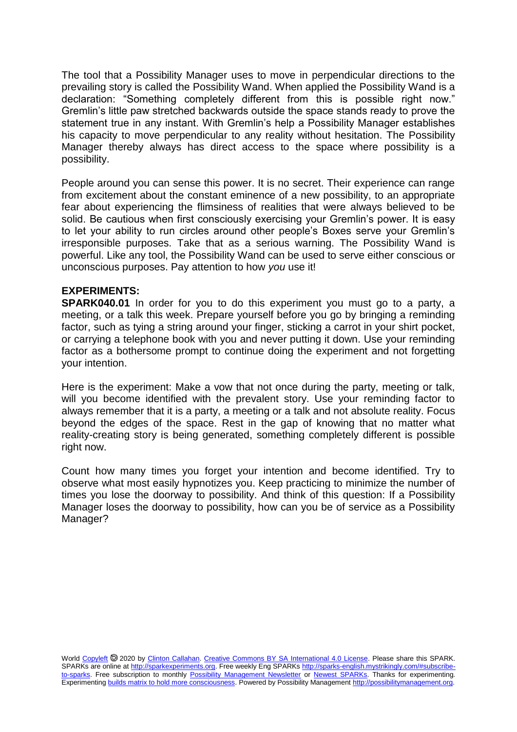The tool that a Possibility Manager uses to move in perpendicular directions to the prevailing story is called the Possibility Wand. When applied the Possibility Wand is a declaration: "Something completely different from this is possible right now." Gremlin's little paw stretched backwards outside the space stands ready to prove the statement true in any instant. With Gremlin's help a Possibility Manager establishes his capacity to move perpendicular to any reality without hesitation. The Possibility Manager thereby always has direct access to the space where possibility is a possibility.

People around you can sense this power. It is no secret. Their experience can range from excitement about the constant eminence of a new possibility, to an appropriate fear about experiencing the flimsiness of realities that were always believed to be solid. Be cautious when first consciously exercising your Gremlin's power. It is easy to let your ability to run circles around other people's Boxes serve your Gremlin's irresponsible purposes. Take that as a serious warning. The Possibility Wand is powerful. Like any tool, the Possibility Wand can be used to serve either conscious or unconscious purposes. Pay attention to how *you* use it!

**EXPERIMENTS:**

**SPARK040.01** In order for you to do this experiment you must go to a party, a meeting, or a talk this week. Prepare yourself before you go by bringing a reminding factor, such as tying a string around your finger, sticking a carrot in your shirt pocket, or carrying a telephone book with you and never putting it down. Use your reminding factor as a bothersome prompt to continue doing the experiment and not forgetting your intention.

Here is the experiment: Make a vow that not once during the party, meeting or talk, will you become identified with the prevalent story. Use your reminding factor to always remember that it is a party, a meeting or a talk and not absolute reality. Focus beyond the edges of the space. Rest in the gap of knowing that no matter what reality-creating story is being generated, something completely different is possible right now.

Count how many times you forget your intention and become identified. Try to observe what most easily hypnotizes you. Keep practicing to minimize the number of times you lose the doorway to possibility. And think of this question: If a Possibility Manager loses the doorway to possibility, how can you be of service as a Possibility Manager?

World Copyleft 🄯 2020 by Clinton Callahan. Creative Commons BY SA International 4.0 License. Please share this SPARK. SPARKs are online at http://sparkexperiments.org. Free weekly Eng SPARKs http://sparks-english.mystrikingly.com/#subscribe-to-sparks. Free subscription to monthly Possibility Management Newsletter or Newest SPARKs. Thanks for experimenting. Experimenting builds matrix to hold more consciousness. Powered by Possibility Management http://possibilitymanagement.org.